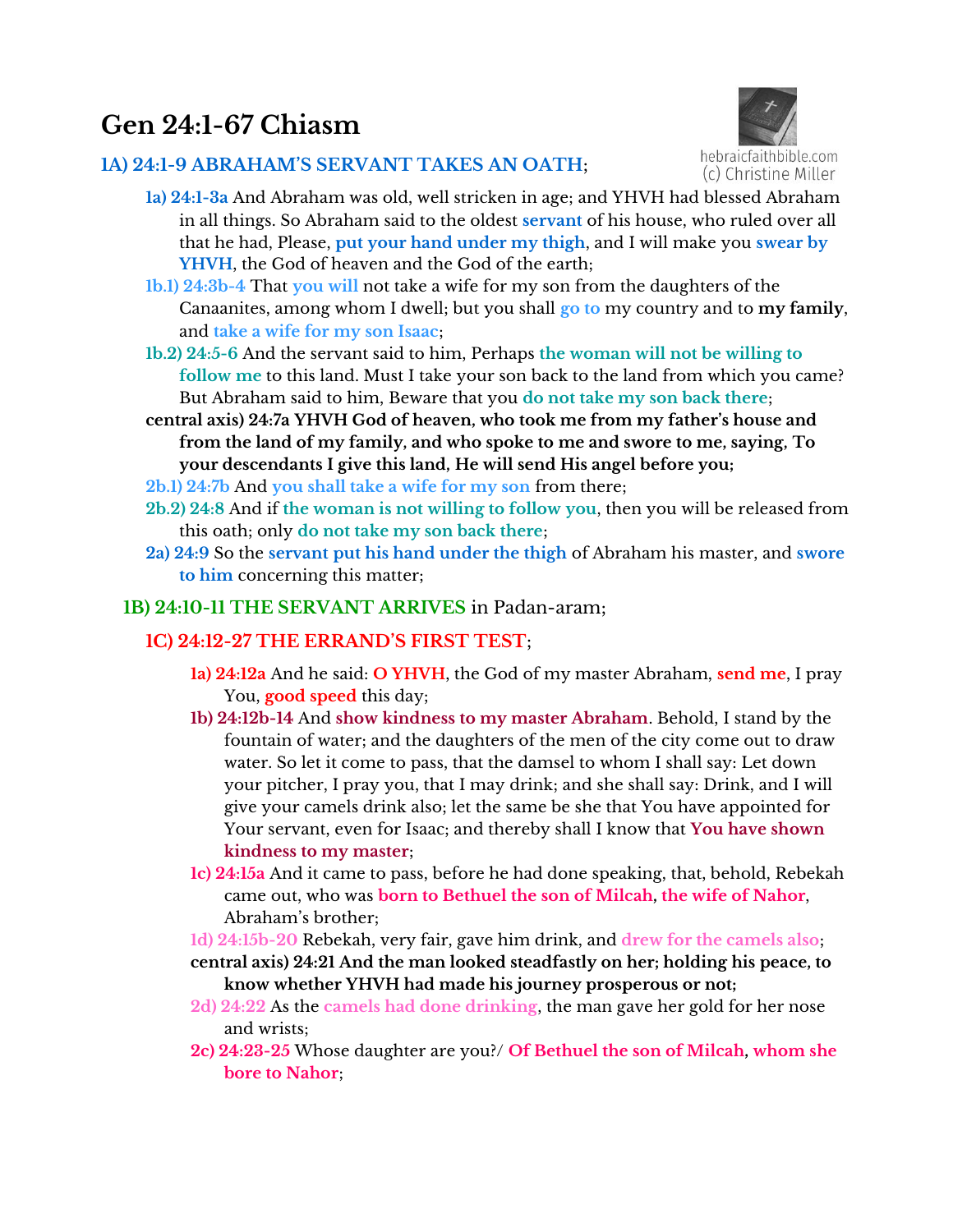# Gen 24:1-67 Chiasm

hebraicfaithbible.com
(c) Christine Miller

## 1A) 24:1-9 ABRAHAM'S SERVANT TAKES AN OATH;

**1a) 24:1-3a** And Abraham was old, well stricken in age; and YHVH had blessed Abraham in all things. So Abraham said to the oldest **servant** of his house, who ruled over all that he had, Please, **put your hand under my thigh**, and I will make you **swear by YHVH**, the God of heaven and the God of the earth;

**1b.1) 24:3b-4** That **you will** not take a wife for my son from the daughters of the Canaanites, among whom I dwell; but you shall **go to** my country and to **my family**, and **take a wife for my son Isaac**;

**1b.2) 24:5-6** And the servant said to him, Perhaps **the woman will not be willing to follow me** to this land. Must I take your son back to the land from which you came? But Abraham said to him, Beware that you **do not take my son back there**;

**central axis) 24:7a YHVH God of heaven, who took me from my father's house and from the land of my family, and who spoke to me and swore to me, saying, To your descendants I give this land, He will send His angel before you;**

**2b.1) 24:7b** And **you shall take a wife for my son** from there;

**2b.2) 24:8** And if **the woman is not willing to follow you**, then you will be released from this oath; only **do not take my son back there**;

**2a) 24:9** So the **servant put his hand under the thigh** of Abraham his master, and **swore to him** concerning this matter;

## 1B) 24:10-11 THE SERVANT ARRIVES in Padan-aram;

## 1C) 24:12-27 THE ERRAND'S FIRST TEST;

**1a) 24:12a** And he said: **O YHVH**, the God of my master Abraham, **send me**, I pray You, **good speed** this day;

**1b) 24:12b-14** And **show kindness to my master Abraham**. Behold, I stand by the fountain of water; and the daughters of the men of the city come out to draw water. So let it come to pass, that the damsel to whom I shall say: Let down your pitcher, I pray you, that I may drink; and she shall say: Drink, and I will give your camels drink also; let the same be she that You have appointed for Your servant, even for Isaac; and thereby shall I know that **You have shown kindness to my master**;

**1c) 24:15a** And it came to pass, before he had done speaking, that, behold, Rebekah came out, who was **born to Bethuel the son of Milcah**, **the wife of Nahor**, Abraham's brother;

**1d) 24:15b-20** Rebekah, very fair, gave him drink, and **drew for the camels also**;

**central axis) 24:21 And the man looked steadfastly on her; holding his peace, to know whether YHVH had made his journey prosperous or not;**

**2d) 24:22** As the **camels had done drinking**, the man gave her gold for her nose and wrists;

**2c) 24:23-25** Whose daughter are you?/ **Of Bethuel the son of Milcah**, **whom she bore to Nahor**;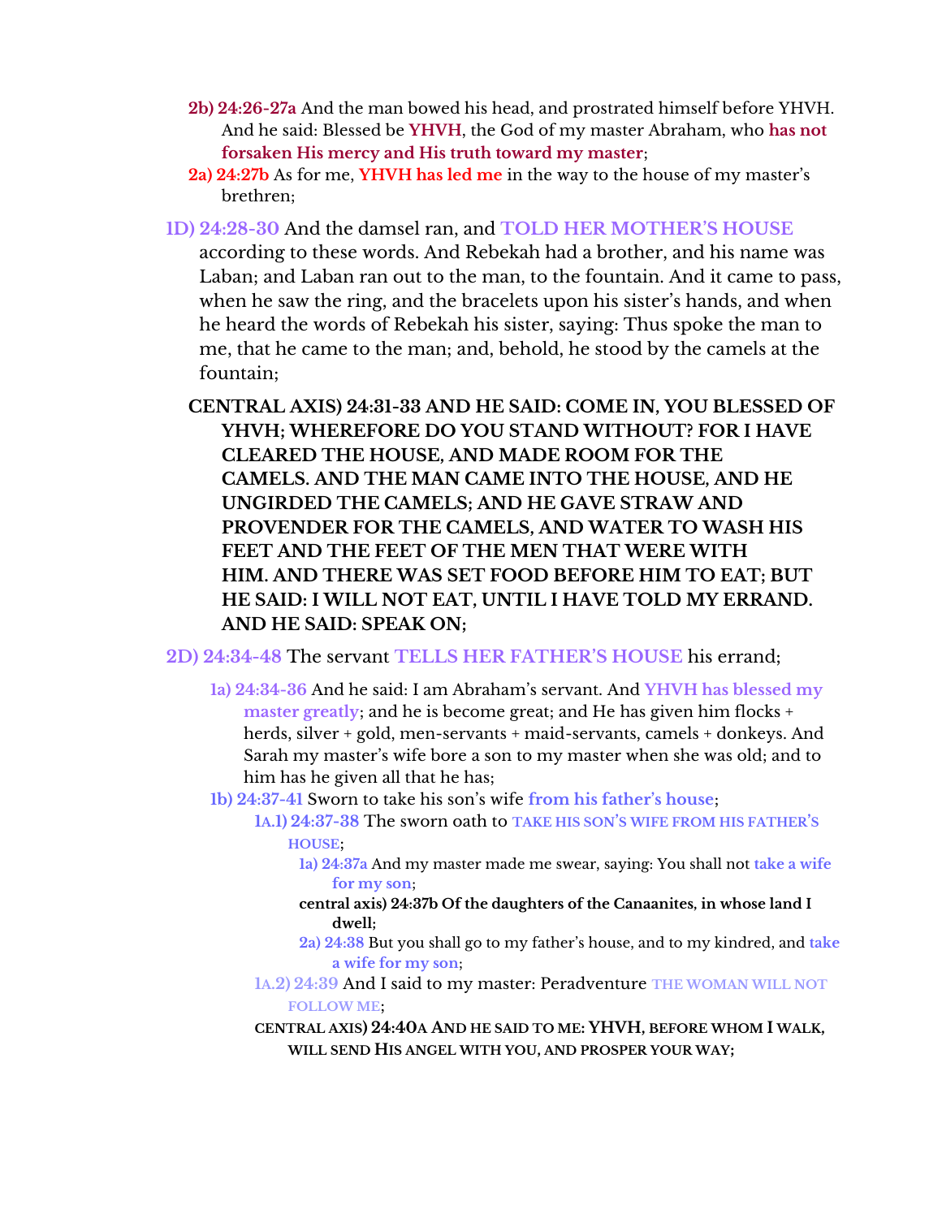- **2b) 24:26-27a** And the man bowed his head, and prostrated himself before YHVH. And he said: Blessed be **YHVH**, the God of my master Abraham, who **has not forsaken His mercy and His truth toward my master**;
- **2a) 24:27b** As for me, **YHVH has led me** in the way to the house of my master's brethren;

**1D) 24:28-30** And the damsel ran, and **TOLD HER MOTHER'S HOUSE** according to these words. And Rebekah had a brother, and his name was Laban; and Laban ran out to the man, to the fountain. And it came to pass, when he saw the ring, and the bracelets upon his sister's hands, and when he heard the words of Rebekah his sister, saying: Thus spoke the man to me, that he came to the man; and, behold, he stood by the camels at the fountain;

**CENTRAL AXIS) 24:31-33 AND HE SAID: COME IN, YOU BLESSED OF YHVH; WHEREFORE DO YOU STAND WITHOUT? FOR I HAVE CLEARED THE HOUSE, AND MADE ROOM FOR THE CAMELS. AND THE MAN CAME INTO THE HOUSE, AND HE UNGIRDED THE CAMELS; AND HE GAVE STRAW AND PROVENDER FOR THE CAMELS, AND WATER TO WASH HIS FEET AND THE FEET OF THE MEN THAT WERE WITH HIM. AND THERE WAS SET FOOD BEFORE HIM TO EAT; BUT HE SAID: I WILL NOT EAT, UNTIL I HAVE TOLD MY ERRAND. AND HE SAID: SPEAK ON;**

**2D) 24:34-48** The servant **TELLS HER FATHER'S HOUSE** his errand;

- **1a) 24:34-36** And he said: I am Abraham's servant. And **YHVH has blessed my master greatly**; and he is become great; and He has given him flocks + herds, silver + gold, men-servants + maid-servants, camels + donkeys. And Sarah my master's wife bore a son to my master when she was old; and to him has he given all that he has;
- **1b) 24:37-41** Sworn to take his son's wife **from his father's house**;
  - **1A.1) 24:37-38** The sworn oath to **TAKE HIS SON'S WIFE FROM HIS FATHER'S HOUSE**;
    - **1a) 24:37a** And my master made me swear, saying: You shall not **take a wife for my son**;
    - **central axis) 24:37b Of the daughters of the Canaanites, in whose land I dwell;**
    - **2a) 24:38** But you shall go to my father's house, and to my kindred, and **take a wife for my son**;
  - **1A.2) 24:39** And I said to my master: Peradventure **THE WOMAN WILL NOT FOLLOW ME**;
  - **CENTRAL AXIS) 24:40A AND HE SAID TO ME: YHVH, BEFORE WHOM I WALK, WILL SEND HIS ANGEL WITH YOU, AND PROSPER YOUR WAY;**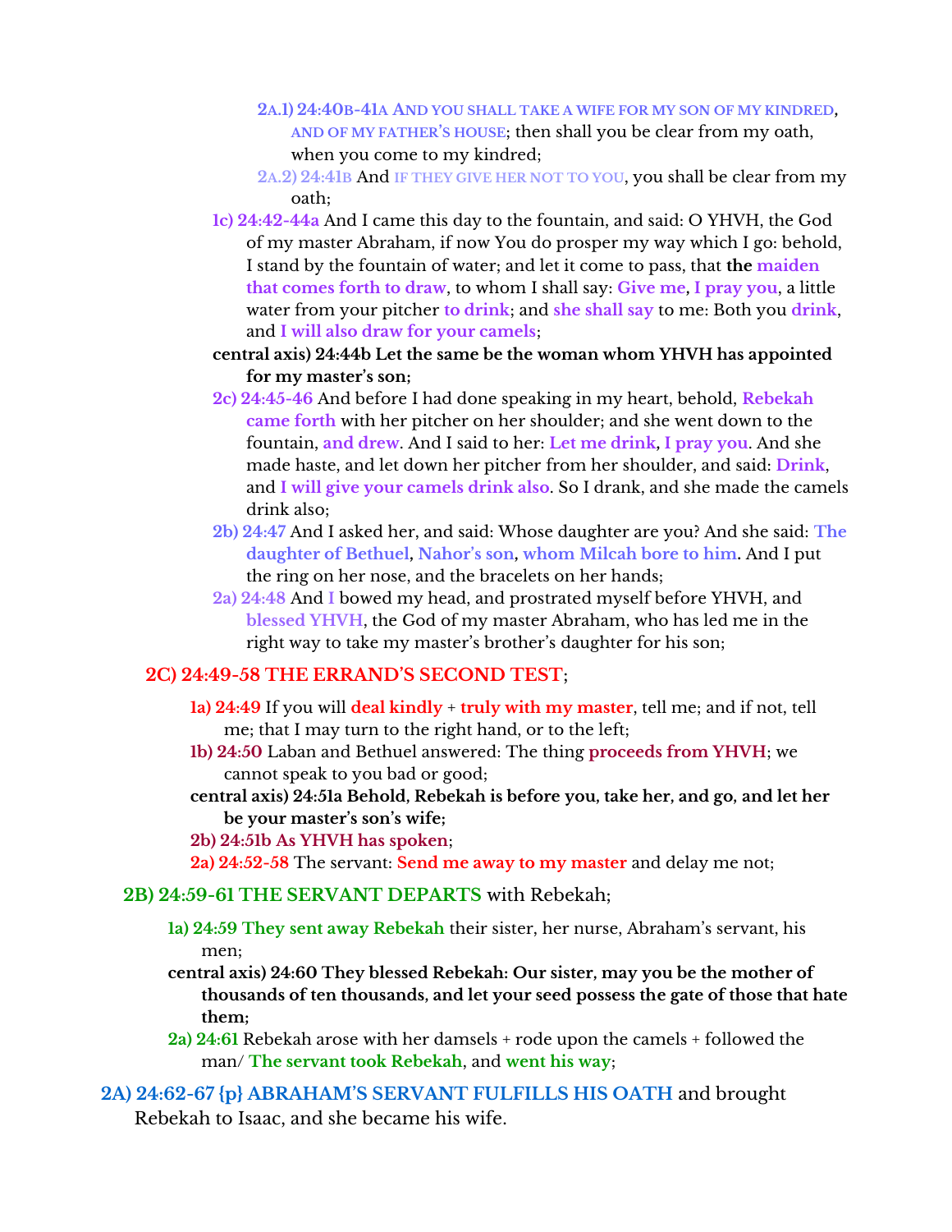2A.1) 24:40B-41A AND YOU SHALL TAKE A WIFE FOR MY SON OF MY KINDRED, AND OF MY FATHER'S HOUSE; then shall you be clear from my oath, when you come to my kindred;

2A.2) 24:41B And IF THEY GIVE HER NOT TO YOU, you shall be clear from my oath;

1c) 24:42-44a And I came this day to the fountain, and said: O YHVH, the God of my master Abraham, if now You do prosper my way which I go: behold, I stand by the fountain of water; and let it come to pass, that **the maiden that comes forth to draw**, to whom I shall say: **Give me**, **I pray you**, a little water from your pitcher **to drink**; and **she shall say** to me: Both you **drink**, and **I will also draw for your camels**;

**central axis) 24:44b Let the same be the woman whom YHVH has appointed for my master's son;**

2c) 24:45-46 And before I had done speaking in my heart, behold, **Rebekah came forth** with her pitcher on her shoulder; and she went down to the fountain, **and drew**. And I said to her: **Let me drink**, **I pray you**. And she made haste, and let down her pitcher from her shoulder, and said: **Drink**, and **I will give your camels drink also**. So I drank, and she made the camels drink also;

2b) 24:47 And I asked her, and said: Whose daughter are you? And she said: **The daughter of Bethuel**, **Nahor's son**, **whom Milcah bore to him**. And I put the ring on her nose, and the bracelets on her hands;

2a) 24:48 And I bowed my head, and prostrated myself before YHVH, and blessed YHVH, the God of my master Abraham, who has led me in the right way to take my master's brother's daughter for his son;

## 2C) 24:49-58 THE ERRAND'S SECOND TEST;

1a) 24:49 If you will **deal kindly** + **truly with my master**, tell me; and if not, tell me; that I may turn to the right hand, or to the left;

1b) 24:50 Laban and Bethuel answered: The thing **proceeds from YHVH**; we cannot speak to you bad or good;

**central axis) 24:51a Behold, Rebekah is before you, take her, and go, and let her be your master's son's wife;**

**2b) 24:51b As YHVH has spoken**;

2a) 24:52-58 The servant: **Send me away to my master** and delay me not;

## 2B) 24:59-61 THE SERVANT DEPARTS with Rebekah;

1a) 24:59 **They sent away Rebekah** their sister, her nurse, Abraham's servant, his men;

**central axis) 24:60 They blessed Rebekah: Our sister, may you be the mother of thousands of ten thousands, and let your seed possess the gate of those that hate them;**

2a) 24:61 Rebekah arose with her damsels + rode upon the camels + followed the man/ **The servant took Rebekah**, and **went his way**;

## 2A) 24:62-67 {p} ABRAHAM'S SERVANT FULFILLS HIS OATH and brought Rebekah to Isaac, and she became his wife.